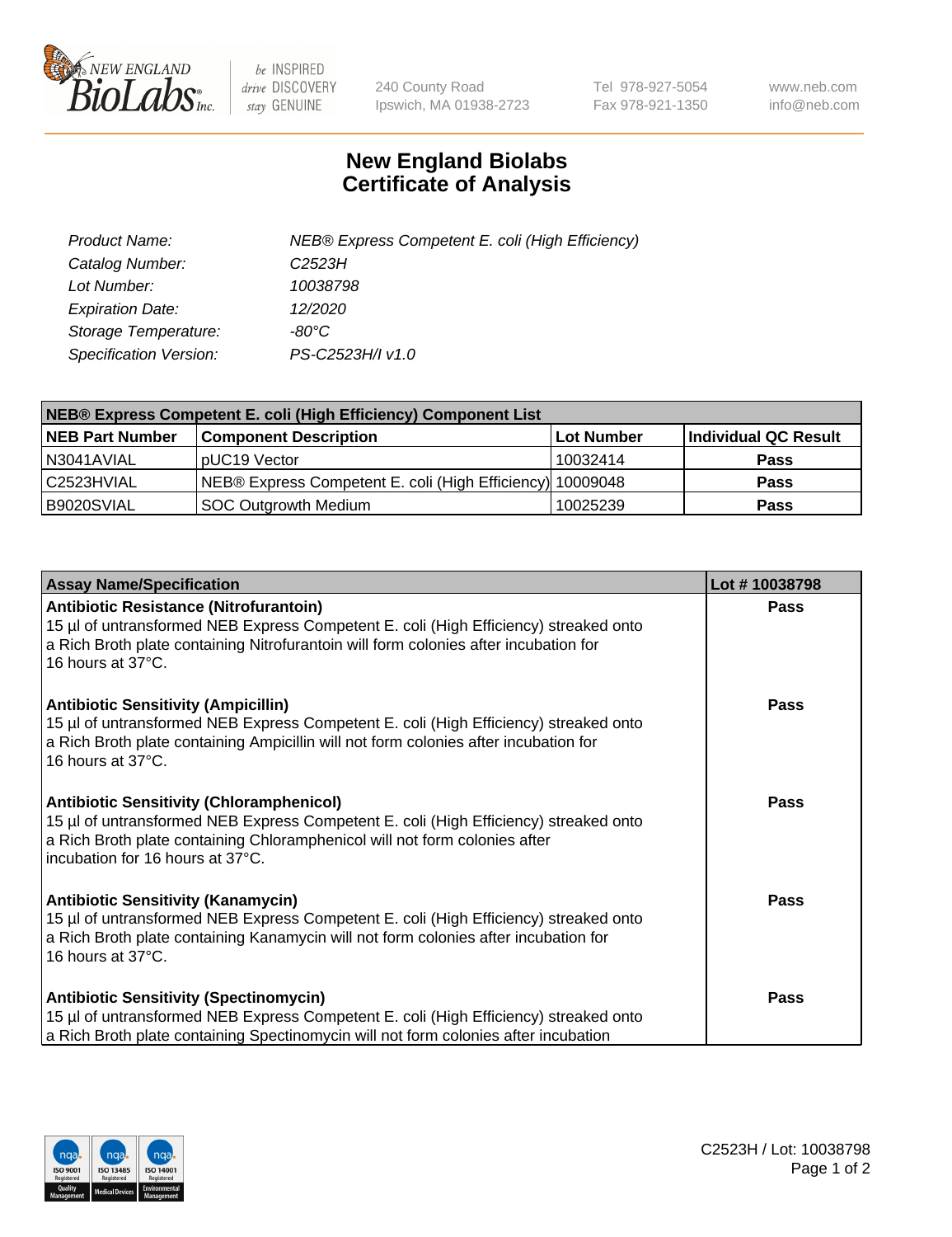# New England Biolabs Certificate of Analysis

| | |
|---|---|
| *Product Name:* | *NEB® Express Competent E. coli (High Efficiency)* |
| *Catalog Number:* | *C2523H* |
| *Lot Number:* | *10038798* |
| *Expiration Date:* | *12/2020* |
| *Storage Temperature:* | *-80°C* |
| *Specification Version:* | *PS-C2523H/I v1.0* |

| NEB® Express Competent E. coli (High Efficiency) Component List | | | |
|---|---|---|---|
| **NEB Part Number** | **Component Description** | **Lot Number** | **Individual QC Result** |
| N3041AVIAL | pUC19 Vector | 10032414 | **Pass** |
| C2523HVIAL | NEB® Express Competent E. coli (High Efficiency) | 10009048 | **Pass** |
| B9020SVIAL | SOC Outgrowth Medium | 10025239 | **Pass** |

| Assay Name/Specification | Lot # 10038798 |
|---|---|
| **Antibiotic Resistance (Nitrofurantoin)**<br>15 µl of untransformed NEB Express Competent E. coli (High Efficiency) streaked onto a Rich Broth plate containing Nitrofurantoin will form colonies after incubation for 16 hours at 37°C. | **Pass** |
| **Antibiotic Sensitivity (Ampicillin)**<br>15 µl of untransformed NEB Express Competent E. coli (High Efficiency) streaked onto a Rich Broth plate containing Ampicillin will not form colonies after incubation for 16 hours at 37°C. | **Pass** |
| **Antibiotic Sensitivity (Chloramphenicol)**<br>15 µl of untransformed NEB Express Competent E. coli (High Efficiency) streaked onto a Rich Broth plate containing Chloramphenicol will not form colonies after incubation for 16 hours at 37°C. | **Pass** |
| **Antibiotic Sensitivity (Kanamycin)**<br>15 µl of untransformed NEB Express Competent E. coli (High Efficiency) streaked onto a Rich Broth plate containing Kanamycin will not form colonies after incubation for 16 hours at 37°C. | **Pass** |
| **Antibiotic Sensitivity (Spectinomycin)**<br>15 µl of untransformed NEB Express Competent E. coli (High Efficiency) streaked onto a Rich Broth plate containing Spectinomycin will not form colonies after incubation | **Pass** |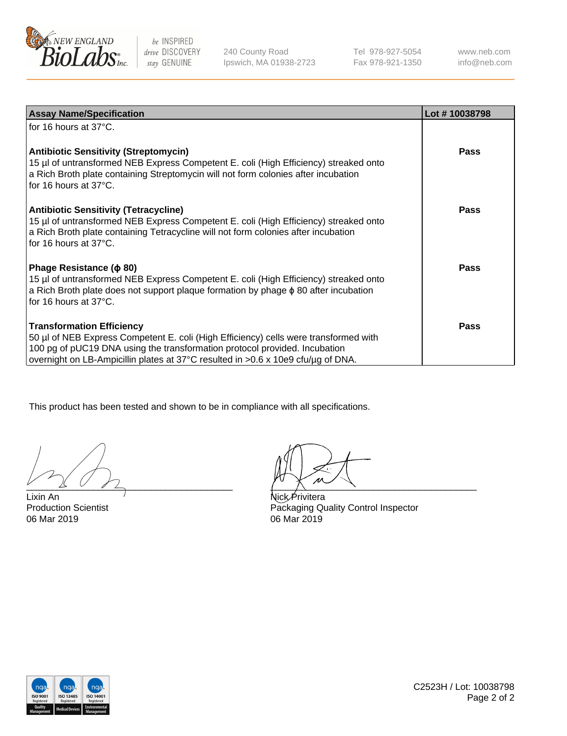| Assay Name/Specification | Lot # 10038798 |
| --- | --- |
| for 16 hours at 37°C. | |
| **Antibiotic Sensitivity (Streptomycin)**<br>15 µl of untransformed NEB Express Competent E. coli (High Efficiency) streaked onto a Rich Broth plate containing Streptomycin will not form colonies after incubation for 16 hours at 37°C. | **Pass** |
| **Antibiotic Sensitivity (Tetracycline)**<br>15 µl of untransformed NEB Express Competent E. coli (High Efficiency) streaked onto a Rich Broth plate containing Tetracycline will not form colonies after incubation for 16 hours at 37°C. | **Pass** |
| **Phage Resistance (ϕ 80)**<br>15 µl of untransformed NEB Express Competent E. coli (High Efficiency) streaked onto a Rich Broth plate does not support plaque formation by phage ϕ 80 after incubation for 16 hours at 37°C. | **Pass** |
| **Transformation Efficiency**<br>50 µl of NEB Express Competent E. coli (High Efficiency) cells were transformed with 100 pg of pUC19 DNA using the transformation protocol provided. Incubation overnight on LB-Ampicillin plates at 37°C resulted in >0.6 x 10e9 cfu/µg of DNA. | **Pass** |

This product has been tested and shown to be in compliance with all specifications.

Lixin An
Production Scientist
06 Mar 2019

Nick Privitera
Packaging Quality Control Inspector
06 Mar 2019

C2523H / Lot: 10038798